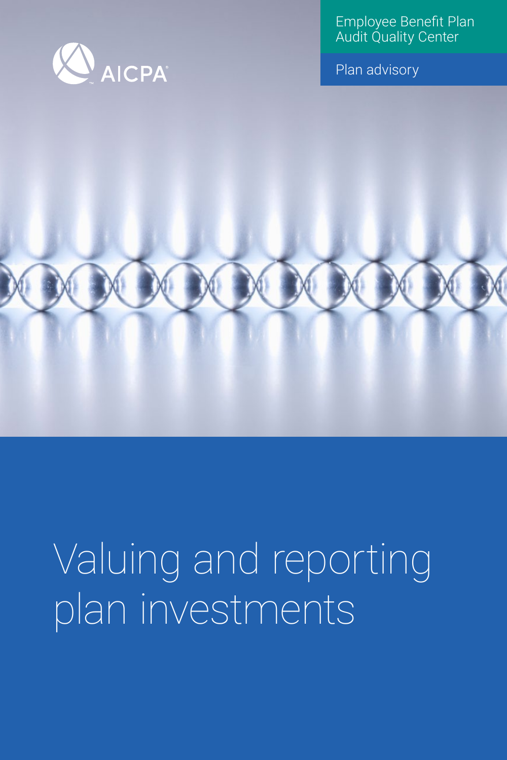AICPA

Employee Benefit Plan Audit Quality Center

Plan advisory

# Valuing and reporting plan investments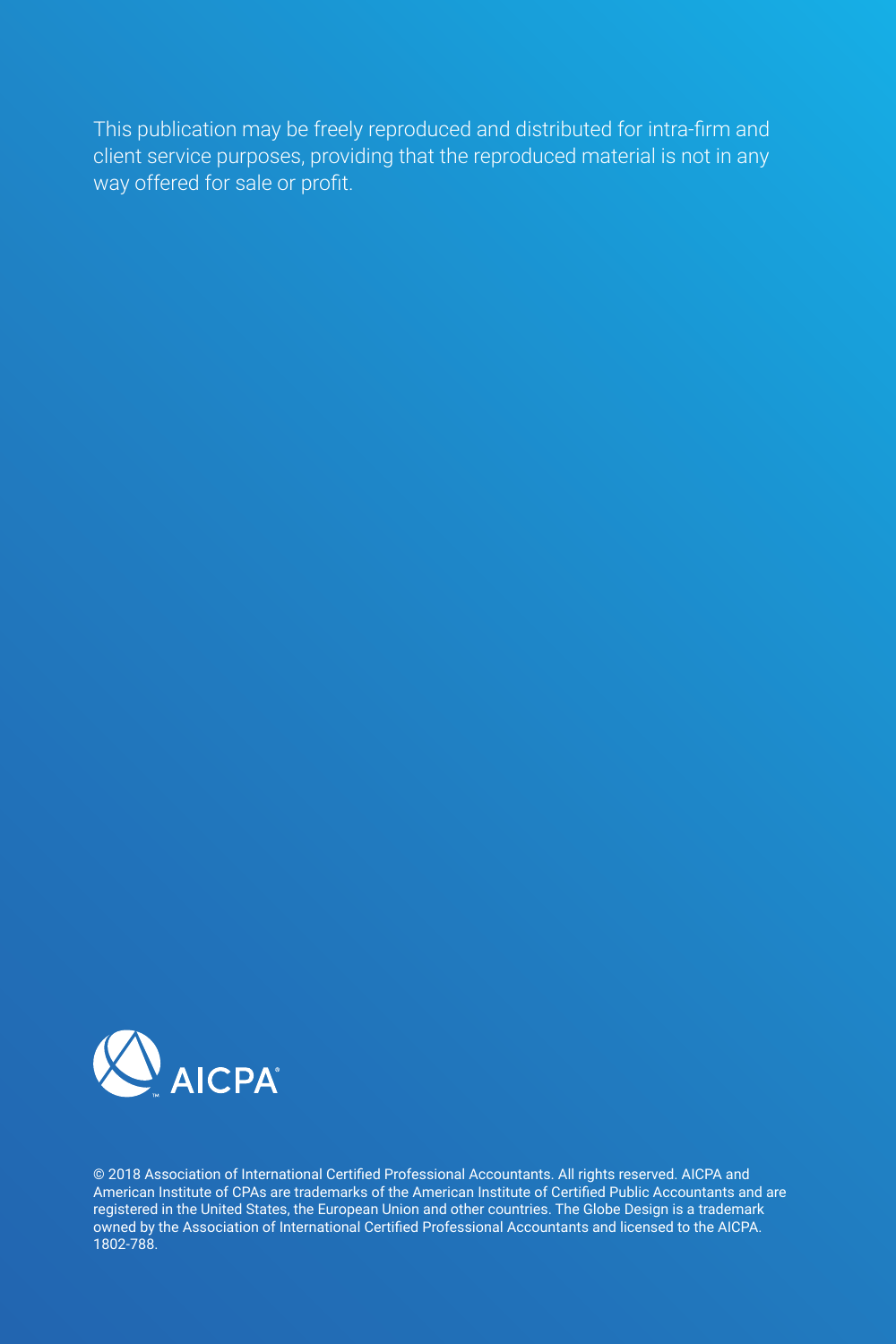This publication may be freely reproduced and distributed for intra-firm and client service purposes, providing that the reproduced material is not in any way offered for sale or profit.

AICPA

© 2018 Association of International Certified Professional Accountants. All rights reserved. AICPA and American Institute of CPAs are trademarks of the American Institute of Certified Public Accountants and are registered in the United States, the European Union and other countries. The Globe Design is a trademark owned by the Association of International Certified Professional Accountants and licensed to the AICPA. 1802-788.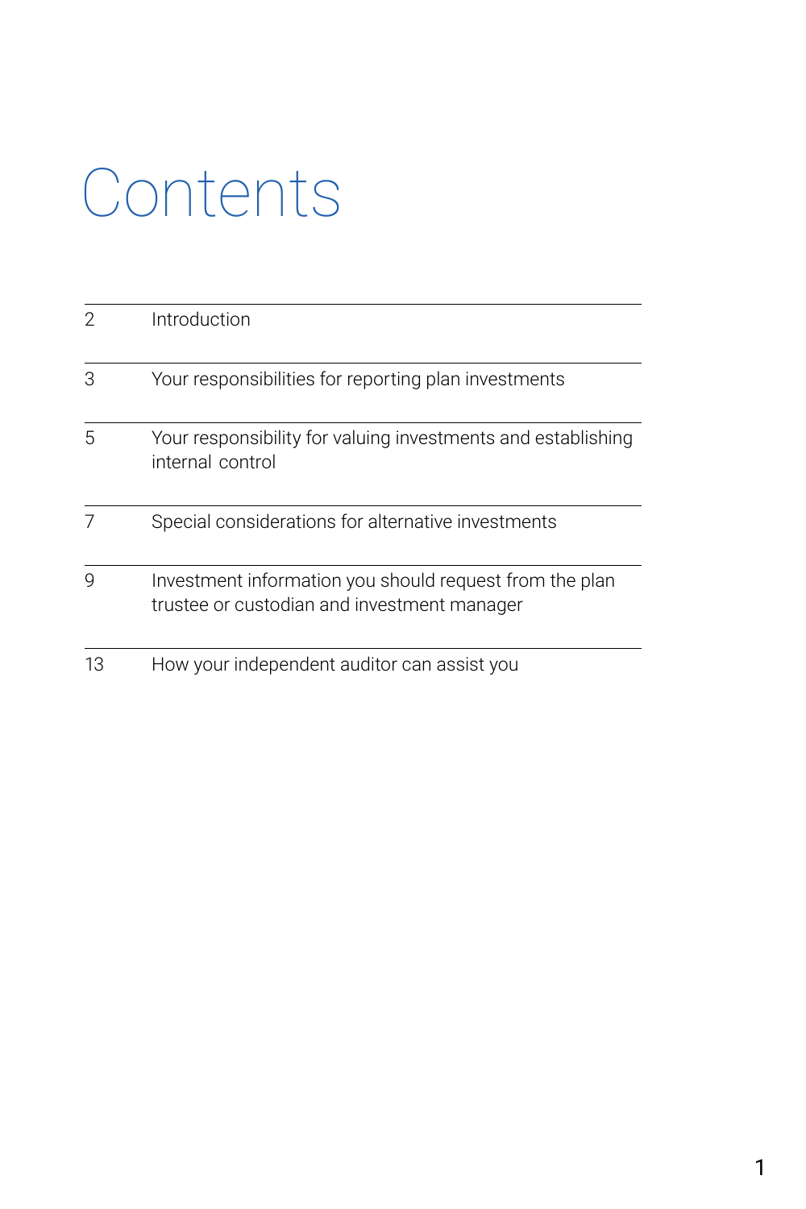# Contents

| | |
|---|---|
| 2 | Introduction |
| 3 | Your responsibilities for reporting plan investments |
| 5 | Your responsibility for valuing investments and establishing internal control |
| 7 | Special considerations for alternative investments |
| 9 | Investment information you should request from the plan trustee or custodian and investment manager |
| 13 | How your independent auditor can assist you |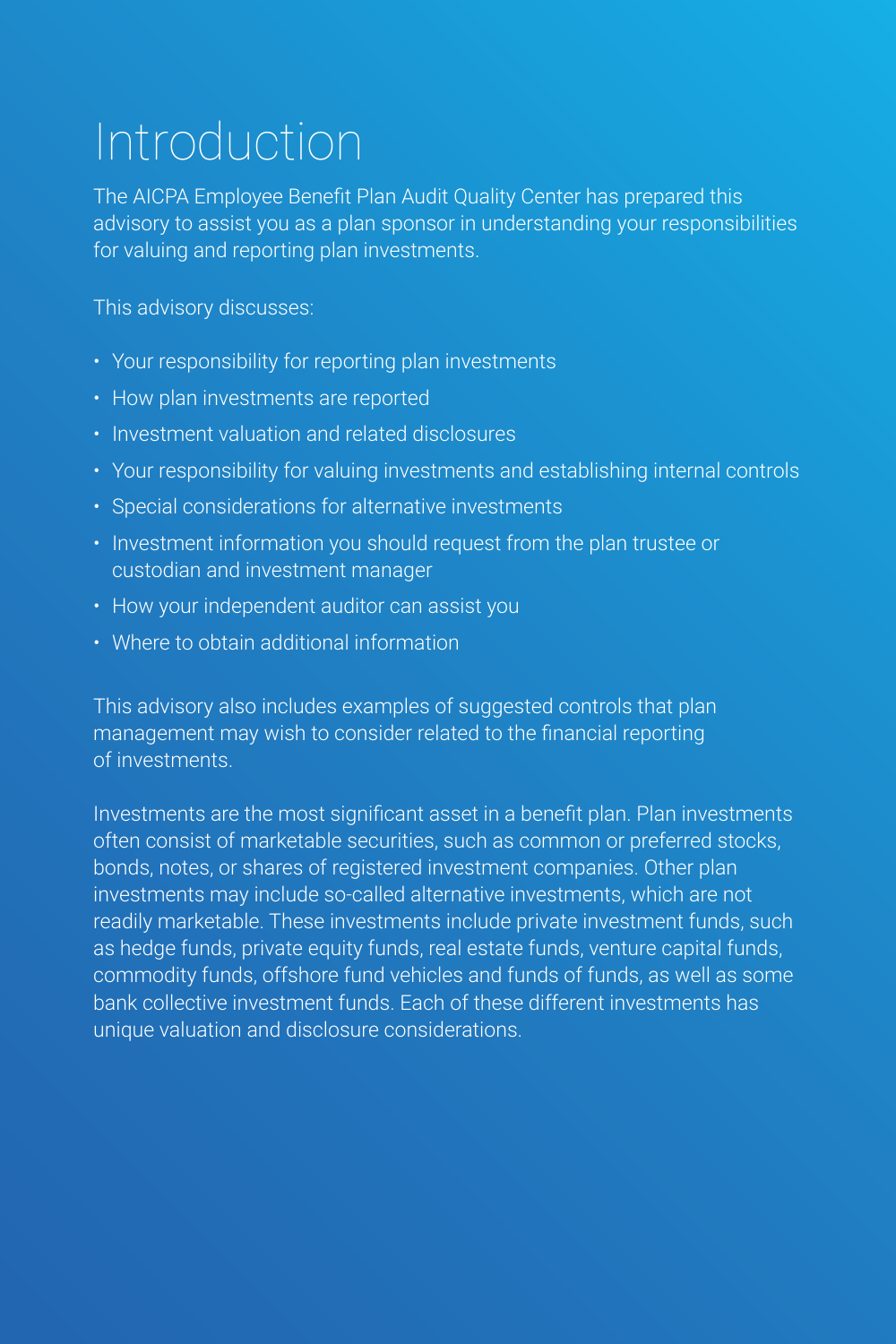# Introduction

The AICPA Employee Benefit Plan Audit Quality Center has prepared this advisory to assist you as a plan sponsor in understanding your responsibilities for valuing and reporting plan investments.

This advisory discusses:

- Your responsibility for reporting plan investments
- How plan investments are reported
- Investment valuation and related disclosures
- Your responsibility for valuing investments and establishing internal controls
- Special considerations for alternative investments
- Investment information you should request from the plan trustee or custodian and investment manager
- How your independent auditor can assist you
- Where to obtain additional information

This advisory also includes examples of suggested controls that plan management may wish to consider related to the financial reporting of investments.

Investments are the most significant asset in a benefit plan. Plan investments often consist of marketable securities, such as common or preferred stocks, bonds, notes, or shares of registered investment companies. Other plan investments may include so-called alternative investments, which are not readily marketable. These investments include private investment funds, such as hedge funds, private equity funds, real estate funds, venture capital funds, commodity funds, offshore fund vehicles and funds of funds, as well as some bank collective investment funds. Each of these different investments has unique valuation and disclosure considerations.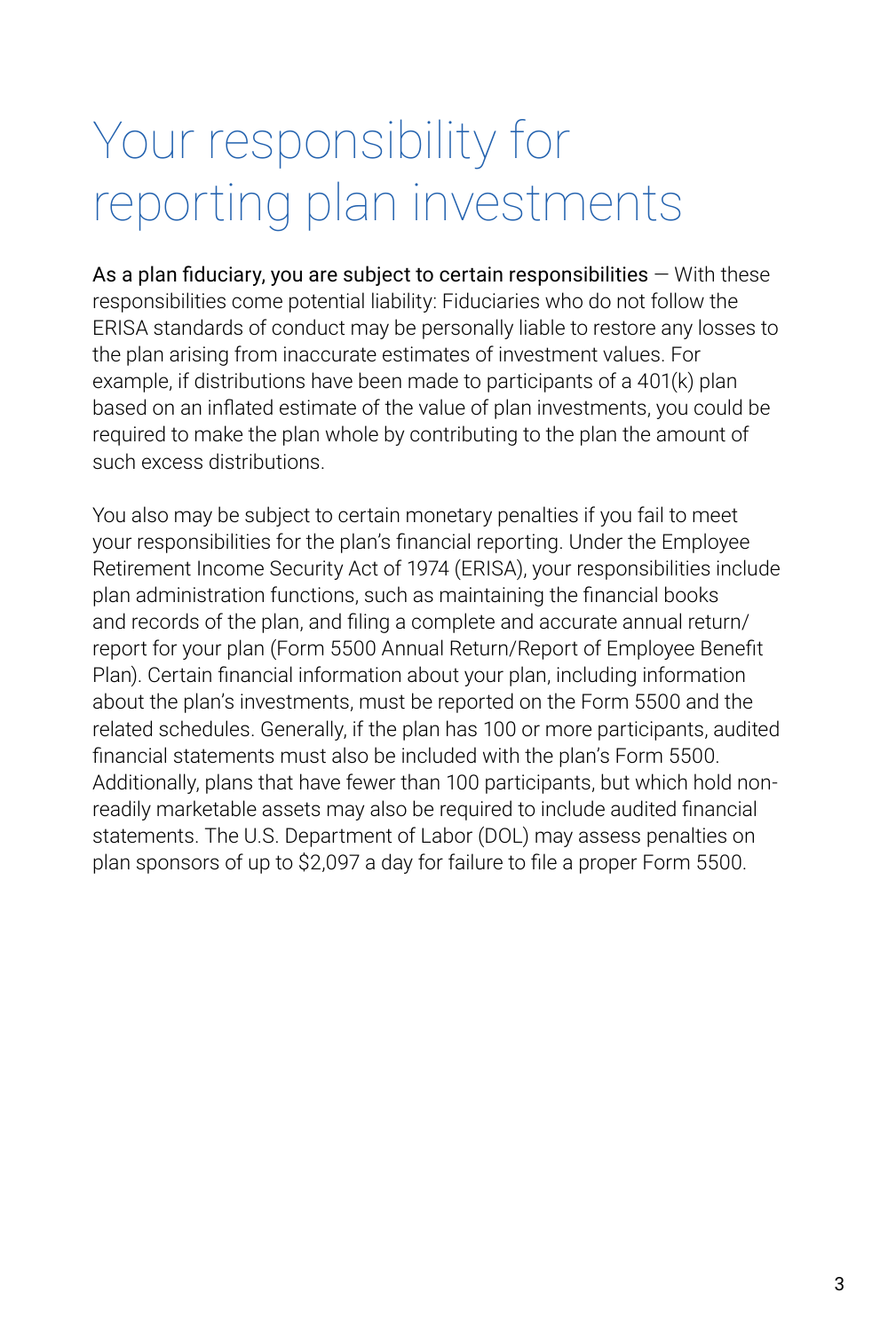# Your responsibility for reporting plan investments

As a plan fiduciary, you are subject to certain responsibilities — With these responsibilities come potential liability: Fiduciaries who do not follow the ERISA standards of conduct may be personally liable to restore any losses to the plan arising from inaccurate estimates of investment values. For example, if distributions have been made to participants of a 401(k) plan based on an inflated estimate of the value of plan investments, you could be required to make the plan whole by contributing to the plan the amount of such excess distributions.

You also may be subject to certain monetary penalties if you fail to meet your responsibilities for the plan's financial reporting. Under the Employee Retirement Income Security Act of 1974 (ERISA), your responsibilities include plan administration functions, such as maintaining the financial books and records of the plan, and filing a complete and accurate annual return/report for your plan (Form 5500 Annual Return/Report of Employee Benefit Plan). Certain financial information about your plan, including information about the plan's investments, must be reported on the Form 5500 and the related schedules. Generally, if the plan has 100 or more participants, audited financial statements must also be included with the plan's Form 5500. Additionally, plans that have fewer than 100 participants, but which hold non-readily marketable assets may also be required to include audited financial statements. The U.S. Department of Labor (DOL) may assess penalties on plan sponsors of up to $2,097 a day for failure to file a proper Form 5500.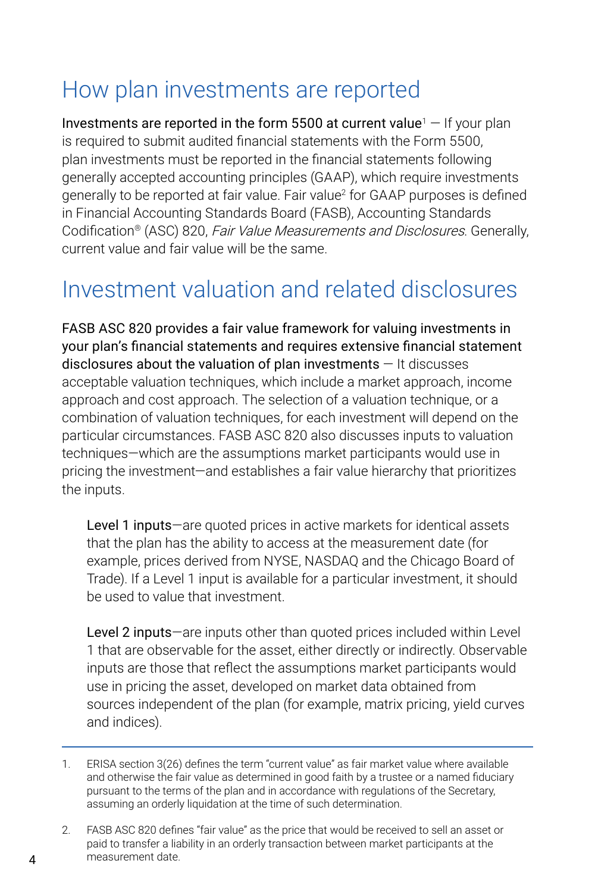## How plan investments are reported

**Investments are reported in the form 5500 at current value**[1] — If your plan is required to submit audited financial statements with the Form 5500, plan investments must be reported in the financial statements following generally accepted accounting principles (GAAP), which require investments generally to be reported at fair value. Fair value[2] for GAAP purposes is defined in Financial Accounting Standards Board (FASB), Accounting Standards Codification® (ASC) 820, *Fair Value Measurements and Disclosures*. Generally, current value and fair value will be the same.

## Investment valuation and related disclosures

**FASB ASC 820 provides a fair value framework for valuing investments in your plan's financial statements and requires extensive financial statement disclosures about the valuation of plan investments** — It discusses acceptable valuation techniques, which include a market approach, income approach and cost approach. The selection of a valuation technique, or a combination of valuation techniques, for each investment will depend on the particular circumstances. FASB ASC 820 also discusses inputs to valuation techniques—which are the assumptions market participants would use in pricing the investment—and establishes a fair value hierarchy that prioritizes the inputs.

> **Level 1 inputs**—are quoted prices in active markets for identical assets that the plan has the ability to access at the measurement date (for example, prices derived from NYSE, NASDAQ and the Chicago Board of Trade). If a Level 1 input is available for a particular investment, it should be used to value that investment.
>
> **Level 2 inputs**—are inputs other than quoted prices included within Level 1 that are observable for the asset, either directly or indirectly. Observable inputs are those that reflect the assumptions market participants would use in pricing the asset, developed on market data obtained from sources independent of the plan (for example, matrix pricing, yield curves and indices).

---

1. ERISA section 3(26) defines the term "current value" as fair market value where available and otherwise the fair value as determined in good faith by a trustee or a named fiduciary pursuant to the terms of the plan and in accordance with regulations of the Secretary, assuming an orderly liquidation at the time of such determination.

2. FASB ASC 820 defines "fair value" as the price that would be received to sell an asset or paid to transfer a liability in an orderly transaction between market participants at the measurement date.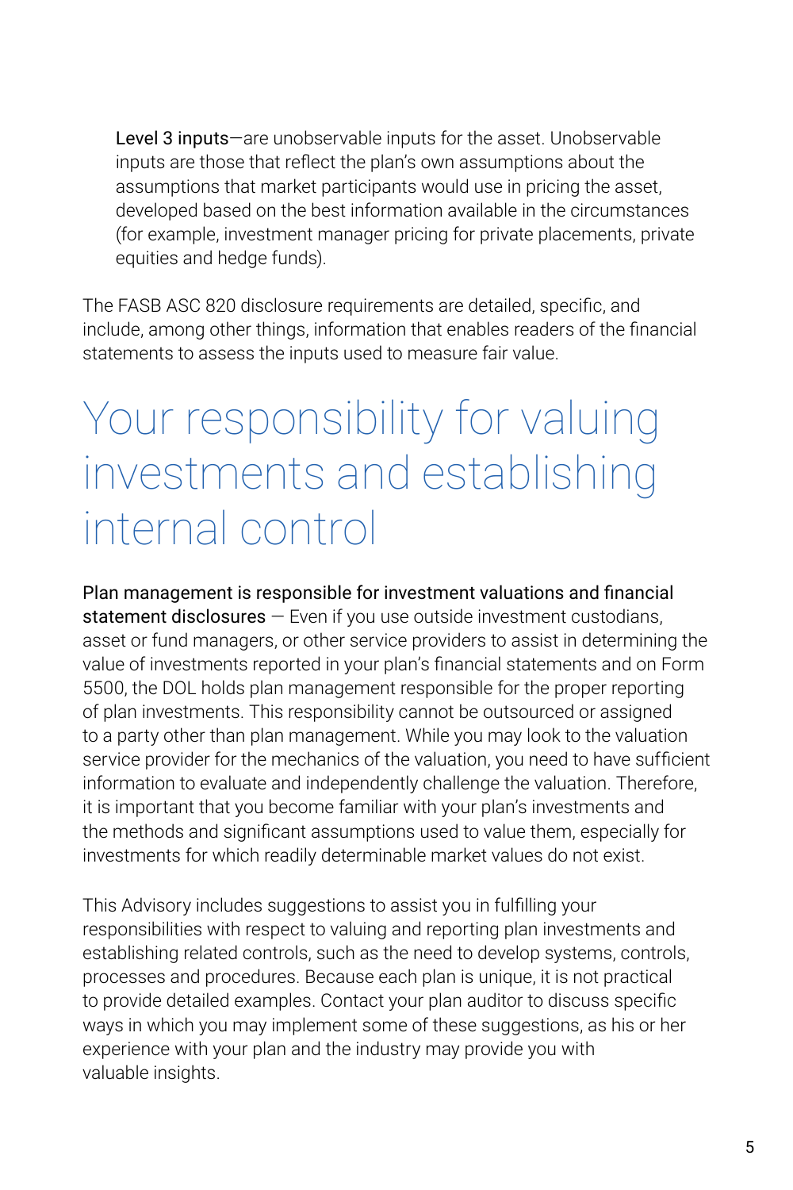**Level 3 inputs**—are unobservable inputs for the asset. Unobservable inputs are those that reflect the plan's own assumptions about the assumptions that market participants would use in pricing the asset, developed based on the best information available in the circumstances (for example, investment manager pricing for private placements, private equities and hedge funds).

The FASB ASC 820 disclosure requirements are detailed, specific, and include, among other things, information that enables readers of the financial statements to assess the inputs used to measure fair value.

# Your responsibility for valuing investments and establishing internal control

**Plan management is responsible for investment valuations and financial statement disclosures** — Even if you use outside investment custodians, asset or fund managers, or other service providers to assist in determining the value of investments reported in your plan's financial statements and on Form 5500, the DOL holds plan management responsible for the proper reporting of plan investments. This responsibility cannot be outsourced or assigned to a party other than plan management. While you may look to the valuation service provider for the mechanics of the valuation, you need to have sufficient information to evaluate and independently challenge the valuation. Therefore, it is important that you become familiar with your plan's investments and the methods and significant assumptions used to value them, especially for investments for which readily determinable market values do not exist.

This Advisory includes suggestions to assist you in fulfilling your responsibilities with respect to valuing and reporting plan investments and establishing related controls, such as the need to develop systems, controls, processes and procedures. Because each plan is unique, it is not practical to provide detailed examples. Contact your plan auditor to discuss specific ways in which you may implement some of these suggestions, as his or her experience with your plan and the industry may provide you with valuable insights.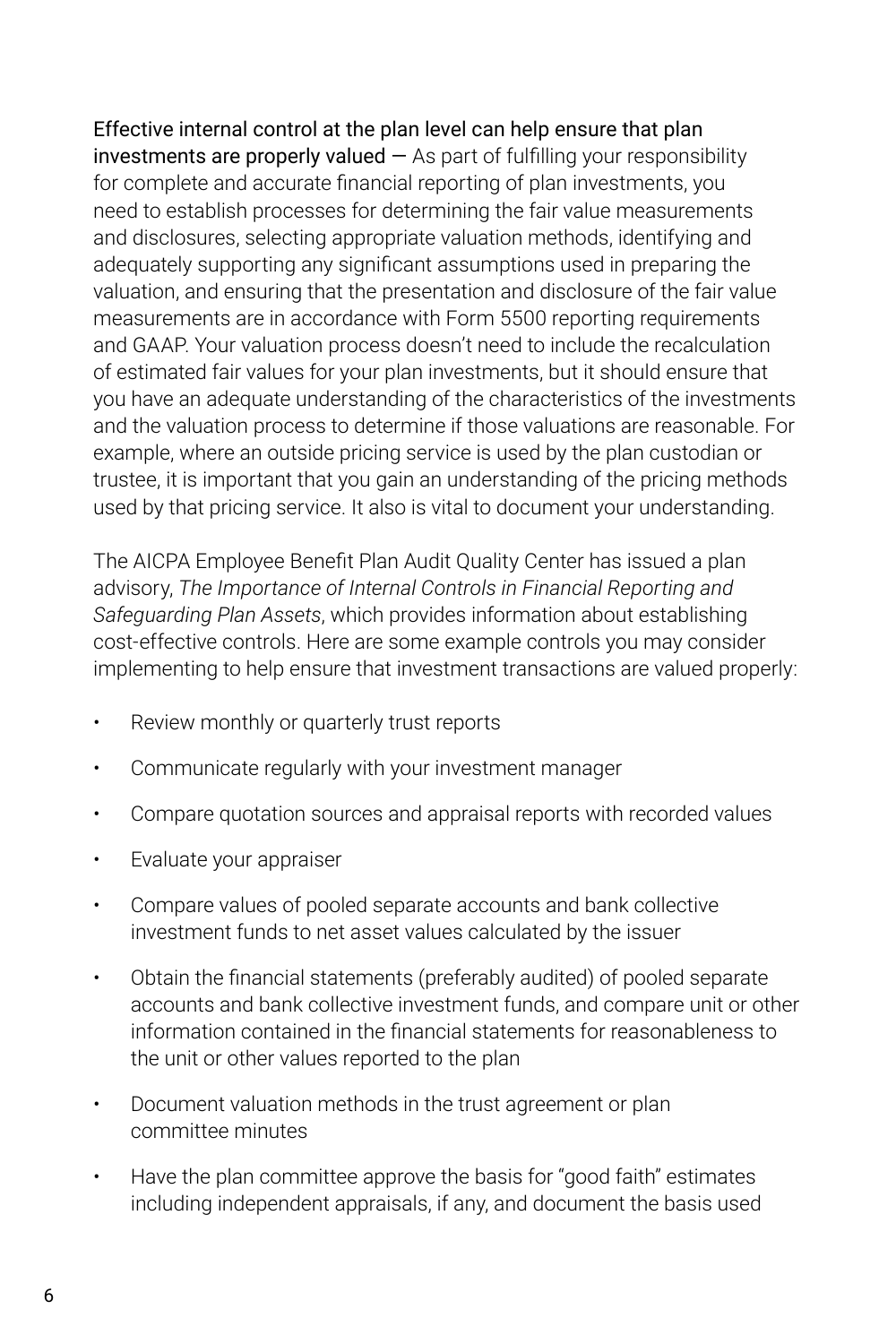Effective internal control at the plan level can help ensure that plan investments are properly valued — As part of fulfilling your responsibility for complete and accurate financial reporting of plan investments, you need to establish processes for determining the fair value measurements and disclosures, selecting appropriate valuation methods, identifying and adequately supporting any significant assumptions used in preparing the valuation, and ensuring that the presentation and disclosure of the fair value measurements are in accordance with Form 5500 reporting requirements and GAAP. Your valuation process doesn't need to include the recalculation of estimated fair values for your plan investments, but it should ensure that you have an adequate understanding of the characteristics of the investments and the valuation process to determine if those valuations are reasonable. For example, where an outside pricing service is used by the plan custodian or trustee, it is important that you gain an understanding of the pricing methods used by that pricing service. It also is vital to document your understanding.

The AICPA Employee Benefit Plan Audit Quality Center has issued a plan advisory, *The Importance of Internal Controls in Financial Reporting and Safeguarding Plan Assets*, which provides information about establishing cost-effective controls. Here are some example controls you may consider implementing to help ensure that investment transactions are valued properly:

- Review monthly or quarterly trust reports
- Communicate regularly with your investment manager
- Compare quotation sources and appraisal reports with recorded values
- Evaluate your appraiser
- Compare values of pooled separate accounts and bank collective investment funds to net asset values calculated by the issuer
- Obtain the financial statements (preferably audited) of pooled separate accounts and bank collective investment funds, and compare unit or other information contained in the financial statements for reasonableness to the unit or other values reported to the plan
- Document valuation methods in the trust agreement or plan committee minutes
- Have the plan committee approve the basis for "good faith" estimates including independent appraisals, if any, and document the basis used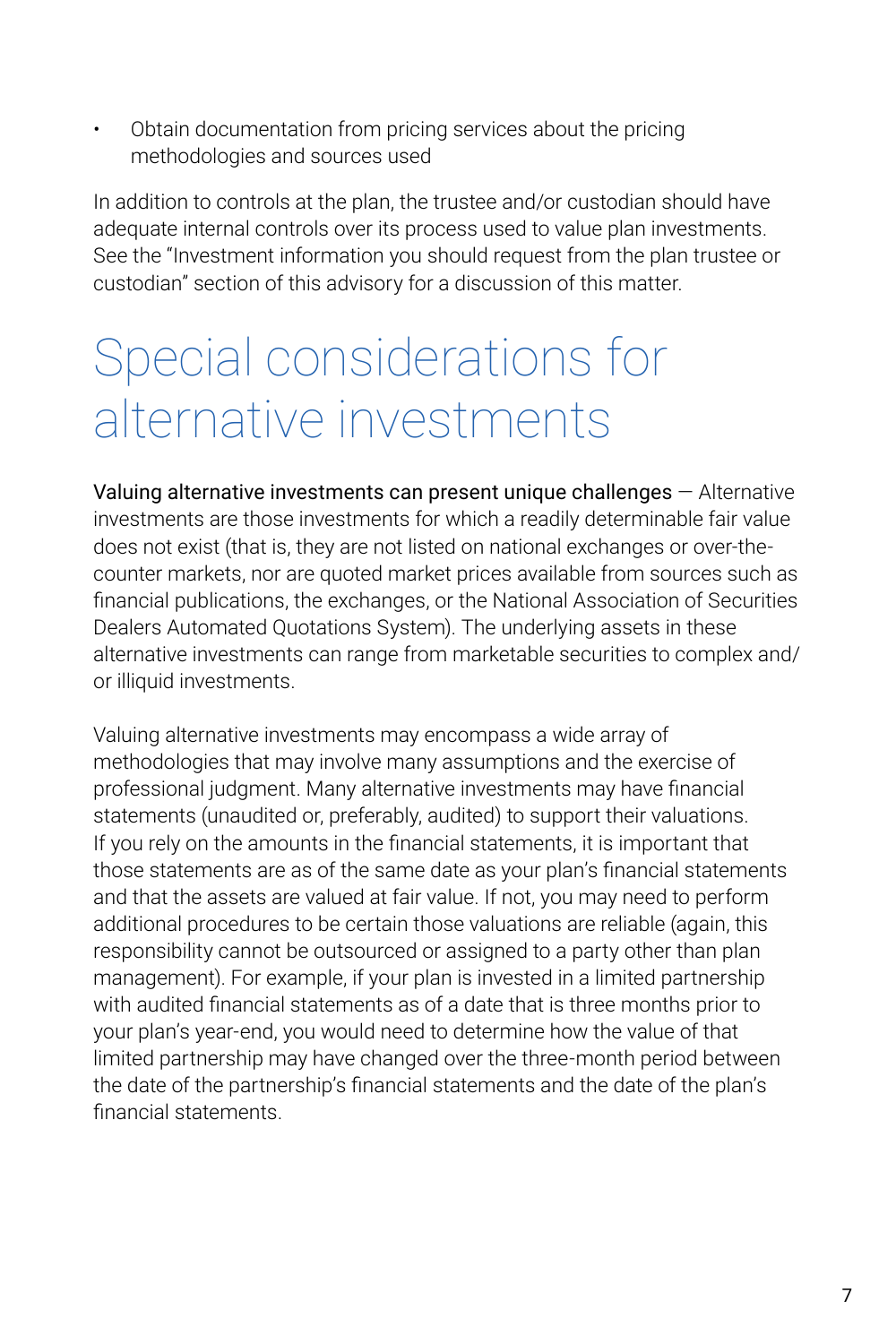- Obtain documentation from pricing services about the pricing methodologies and sources used

In addition to controls at the plan, the trustee and/or custodian should have adequate internal controls over its process used to value plan investments. See the "Investment information you should request from the plan trustee or custodian" section of this advisory for a discussion of this matter.

# Special considerations for alternative investments

Valuing alternative investments can present unique challenges — Alternative investments are those investments for which a readily determinable fair value does not exist (that is, they are not listed on national exchanges or over-the-counter markets, nor are quoted market prices available from sources such as financial publications, the exchanges, or the National Association of Securities Dealers Automated Quotations System). The underlying assets in these alternative investments can range from marketable securities to complex and/or illiquid investments.

Valuing alternative investments may encompass a wide array of methodologies that may involve many assumptions and the exercise of professional judgment. Many alternative investments may have financial statements (unaudited or, preferably, audited) to support their valuations. If you rely on the amounts in the financial statements, it is important that those statements are as of the same date as your plan's financial statements and that the assets are valued at fair value. If not, you may need to perform additional procedures to be certain those valuations are reliable (again, this responsibility cannot be outsourced or assigned to a party other than plan management). For example, if your plan is invested in a limited partnership with audited financial statements as of a date that is three months prior to your plan's year-end, you would need to determine how the value of that limited partnership may have changed over the three-month period between the date of the partnership's financial statements and the date of the plan's financial statements.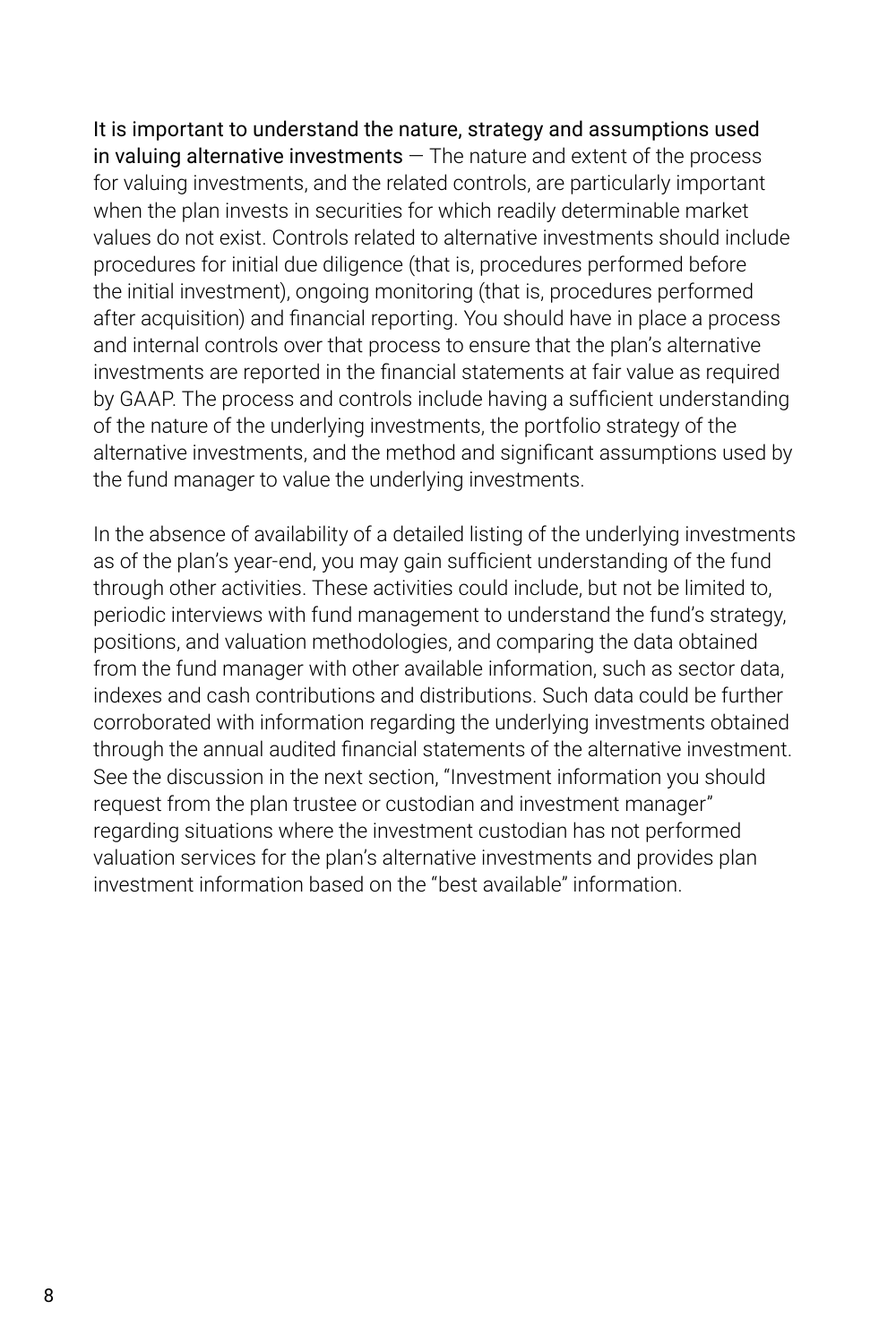It is important to understand the nature, strategy and assumptions used in valuing alternative investments — The nature and extent of the process for valuing investments, and the related controls, are particularly important when the plan invests in securities for which readily determinable market values do not exist. Controls related to alternative investments should include procedures for initial due diligence (that is, procedures performed before the initial investment), ongoing monitoring (that is, procedures performed after acquisition) and financial reporting. You should have in place a process and internal controls over that process to ensure that the plan's alternative investments are reported in the financial statements at fair value as required by GAAP. The process and controls include having a sufficient understanding of the nature of the underlying investments, the portfolio strategy of the alternative investments, and the method and significant assumptions used by the fund manager to value the underlying investments.

In the absence of availability of a detailed listing of the underlying investments as of the plan's year-end, you may gain sufficient understanding of the fund through other activities. These activities could include, but not be limited to, periodic interviews with fund management to understand the fund's strategy, positions, and valuation methodologies, and comparing the data obtained from the fund manager with other available information, such as sector data, indexes and cash contributions and distributions. Such data could be further corroborated with information regarding the underlying investments obtained through the annual audited financial statements of the alternative investment. See the discussion in the next section, "Investment information you should request from the plan trustee or custodian and investment manager" regarding situations where the investment custodian has not performed valuation services for the plan's alternative investments and provides plan investment information based on the "best available" information.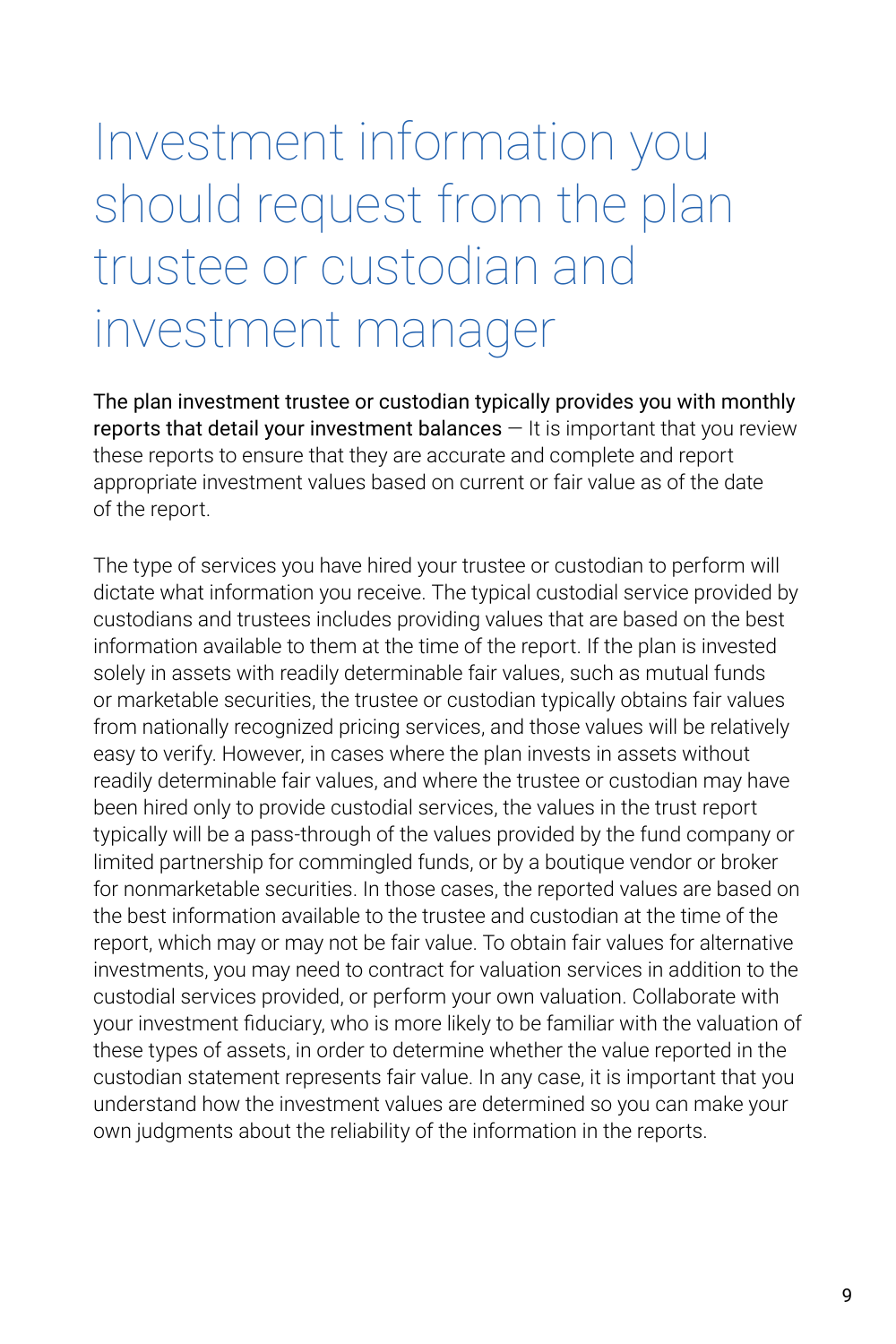# Investment information you should request from the plan trustee or custodian and investment manager

**The plan investment trustee or custodian typically provides you with monthly reports that detail your investment balances** — It is important that you review these reports to ensure that they are accurate and complete and report appropriate investment values based on current or fair value as of the date of the report.

The type of services you have hired your trustee or custodian to perform will dictate what information you receive. The typical custodial service provided by custodians and trustees includes providing values that are based on the best information available to them at the time of the report. If the plan is invested solely in assets with readily determinable fair values, such as mutual funds or marketable securities, the trustee or custodian typically obtains fair values from nationally recognized pricing services, and those values will be relatively easy to verify. However, in cases where the plan invests in assets without readily determinable fair values, and where the trustee or custodian may have been hired only to provide custodial services, the values in the trust report typically will be a pass-through of the values provided by the fund company or limited partnership for commingled funds, or by a boutique vendor or broker for nonmarketable securities. In those cases, the reported values are based on the best information available to the trustee and custodian at the time of the report, which may or may not be fair value. To obtain fair values for alternative investments, you may need to contract for valuation services in addition to the custodial services provided, or perform your own valuation. Collaborate with your investment fiduciary, who is more likely to be familiar with the valuation of these types of assets, in order to determine whether the value reported in the custodian statement represents fair value. In any case, it is important that you understand how the investment values are determined so you can make your own judgments about the reliability of the information in the reports.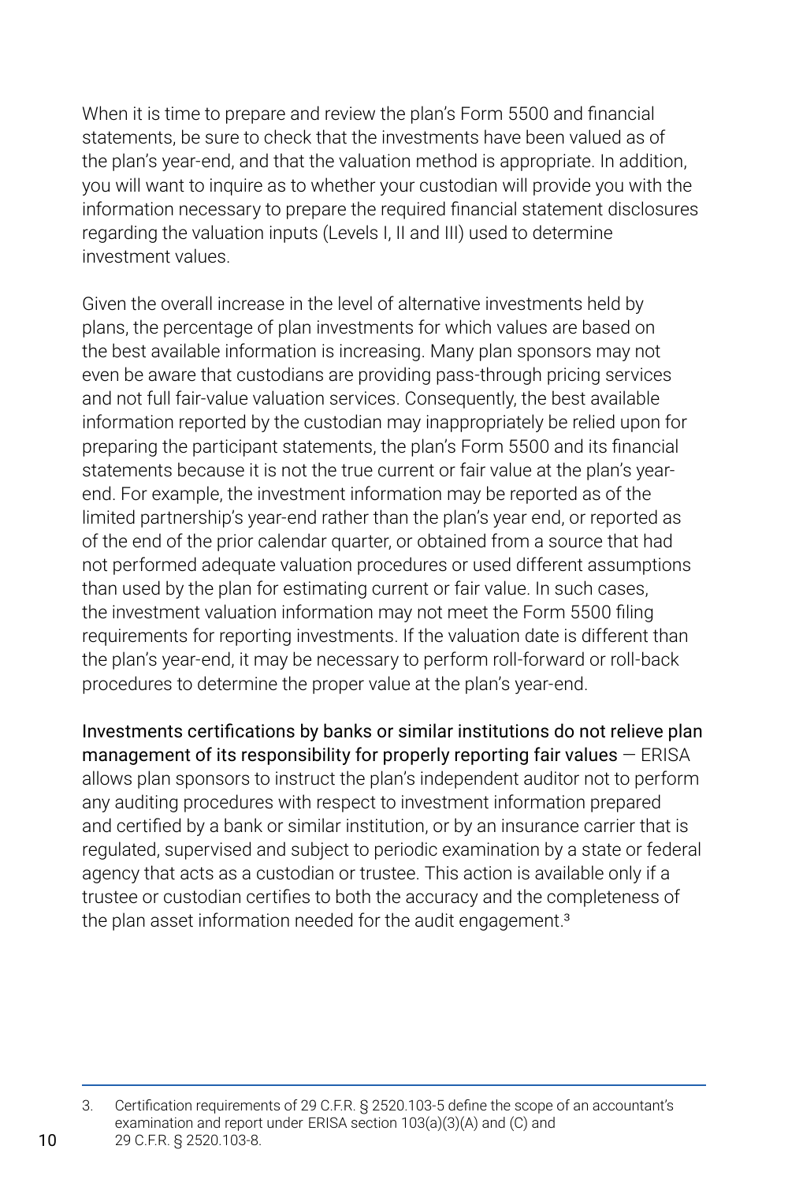When it is time to prepare and review the plan's Form 5500 and financial statements, be sure to check that the investments have been valued as of the plan's year-end, and that the valuation method is appropriate. In addition, you will want to inquire as to whether your custodian will provide you with the information necessary to prepare the required financial statement disclosures regarding the valuation inputs (Levels I, II and III) used to determine investment values.

Given the overall increase in the level of alternative investments held by plans, the percentage of plan investments for which values are based on the best available information is increasing. Many plan sponsors may not even be aware that custodians are providing pass-through pricing services and not full fair-value valuation services. Consequently, the best available information reported by the custodian may inappropriately be relied upon for preparing the participant statements, the plan's Form 5500 and its financial statements because it is not the true current or fair value at the plan's year-end. For example, the investment information may be reported as of the limited partnership's year-end rather than the plan's year end, or reported as of the end of the prior calendar quarter, or obtained from a source that had not performed adequate valuation procedures or used different assumptions than used by the plan for estimating current or fair value. In such cases, the investment valuation information may not meet the Form 5500 filing requirements for reporting investments. If the valuation date is different than the plan's year-end, it may be necessary to perform roll-forward or roll-back procedures to determine the proper value at the plan's year-end.

Investments certifications by banks or similar institutions do not relieve plan management of its responsibility for properly reporting fair values — ERISA allows plan sponsors to instruct the plan's independent auditor not to perform any auditing procedures with respect to investment information prepared and certified by a bank or similar institution, or by an insurance carrier that is regulated, supervised and subject to periodic examination by a state or federal agency that acts as a custodian or trustee. This action is available only if a trustee or custodian certifies to both the accuracy and the completeness of the plan asset information needed for the audit engagement.[3]

---

3. Certification requirements of 29 C.F.R. § 2520.103-5 define the scope of an accountant's examination and report under ERISA section 103(a)(3)(A) and (C) and 29 C.F.R. § 2520.103-8.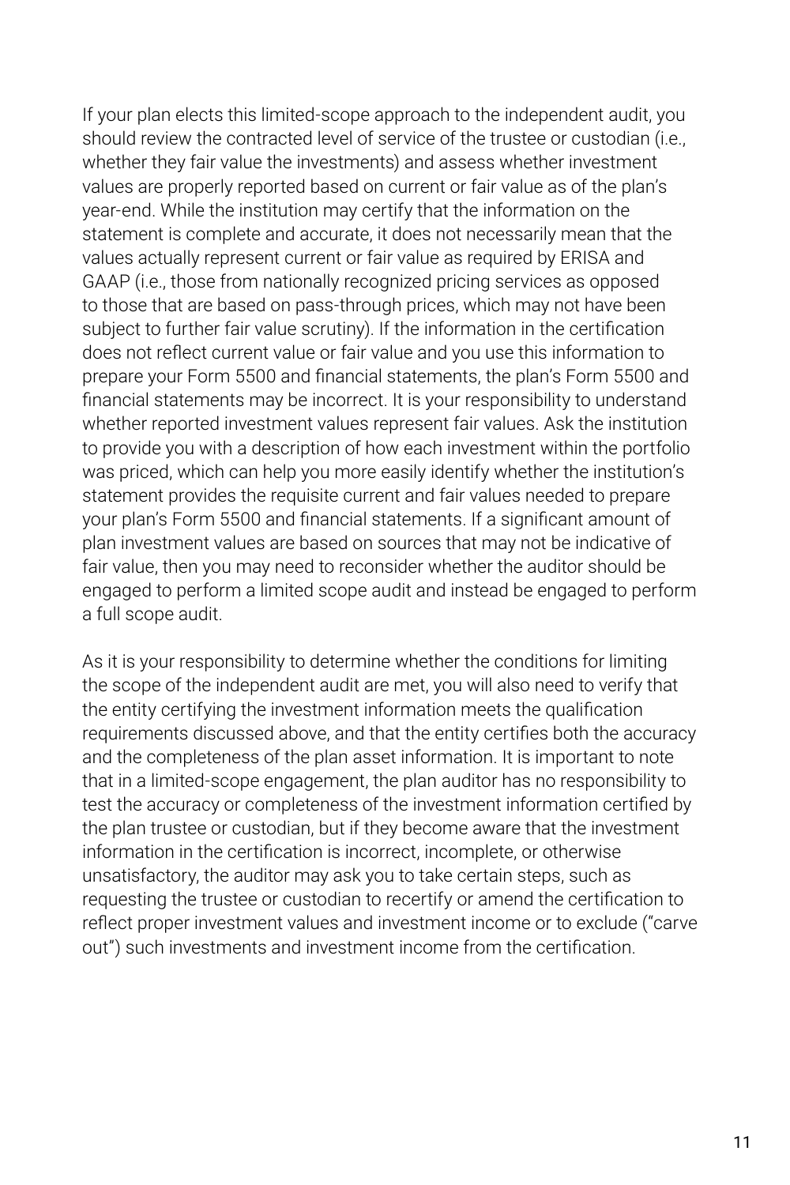If your plan elects this limited-scope approach to the independent audit, you should review the contracted level of service of the trustee or custodian (i.e., whether they fair value the investments) and assess whether investment values are properly reported based on current or fair value as of the plan's year-end. While the institution may certify that the information on the statement is complete and accurate, it does not necessarily mean that the values actually represent current or fair value as required by ERISA and GAAP (i.e., those from nationally recognized pricing services as opposed to those that are based on pass-through prices, which may not have been subject to further fair value scrutiny). If the information in the certification does not reflect current value or fair value and you use this information to prepare your Form 5500 and financial statements, the plan's Form 5500 and financial statements may be incorrect. It is your responsibility to understand whether reported investment values represent fair values. Ask the institution to provide you with a description of how each investment within the portfolio was priced, which can help you more easily identify whether the institution's statement provides the requisite current and fair values needed to prepare your plan's Form 5500 and financial statements. If a significant amount of plan investment values are based on sources that may not be indicative of fair value, then you may need to reconsider whether the auditor should be engaged to perform a limited scope audit and instead be engaged to perform a full scope audit.

As it is your responsibility to determine whether the conditions for limiting the scope of the independent audit are met, you will also need to verify that the entity certifying the investment information meets the qualification requirements discussed above, and that the entity certifies both the accuracy and the completeness of the plan asset information. It is important to note that in a limited-scope engagement, the plan auditor has no responsibility to test the accuracy or completeness of the investment information certified by the plan trustee or custodian, but if they become aware that the investment information in the certification is incorrect, incomplete, or otherwise unsatisfactory, the auditor may ask you to take certain steps, such as requesting the trustee or custodian to recertify or amend the certification to reflect proper investment values and investment income or to exclude ("carve out") such investments and investment income from the certification.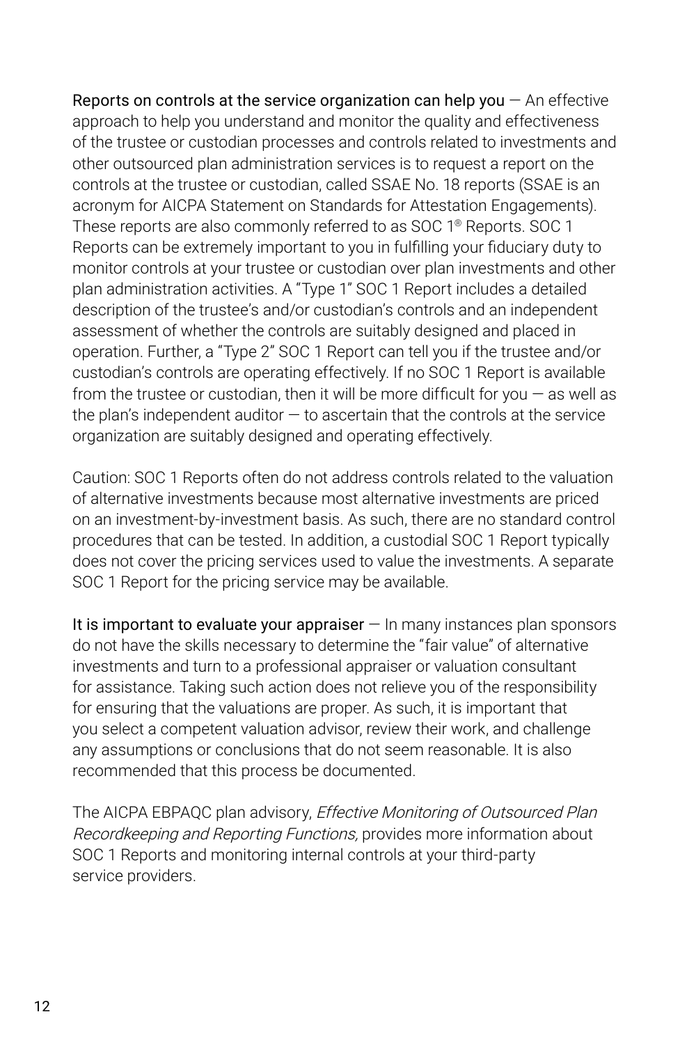**Reports on controls at the service organization can help you** — An effective approach to help you understand and monitor the quality and effectiveness of the trustee or custodian processes and controls related to investments and other outsourced plan administration services is to request a report on the controls at the trustee or custodian, called SSAE No. 18 reports (SSAE is an acronym for AICPA Statement on Standards for Attestation Engagements). These reports are also commonly referred to as SOC 1® Reports. SOC 1 Reports can be extremely important to you in fulfilling your fiduciary duty to monitor controls at your trustee or custodian over plan investments and other plan administration activities. A "Type 1" SOC 1 Report includes a detailed description of the trustee's and/or custodian's controls and an independent assessment of whether the controls are suitably designed and placed in operation. Further, a "Type 2" SOC 1 Report can tell you if the trustee and/or custodian's controls are operating effectively. If no SOC 1 Report is available from the trustee or custodian, then it will be more difficult for you — as well as the plan's independent auditor — to ascertain that the controls at the service organization are suitably designed and operating effectively.

Caution: SOC 1 Reports often do not address controls related to the valuation of alternative investments because most alternative investments are priced on an investment-by-investment basis. As such, there are no standard control procedures that can be tested. In addition, a custodial SOC 1 Report typically does not cover the pricing services used to value the investments. A separate SOC 1 Report for the pricing service may be available.

**It is important to evaluate your appraiser** — In many instances plan sponsors do not have the skills necessary to determine the "fair value" of alternative investments and turn to a professional appraiser or valuation consultant for assistance. Taking such action does not relieve you of the responsibility for ensuring that the valuations are proper. As such, it is important that you select a competent valuation advisor, review their work, and challenge any assumptions or conclusions that do not seem reasonable. It is also recommended that this process be documented.

The AICPA EBPAQC plan advisory, *Effective Monitoring of Outsourced Plan Recordkeeping and Reporting Functions,* provides more information about SOC 1 Reports and monitoring internal controls at your third-party service providers.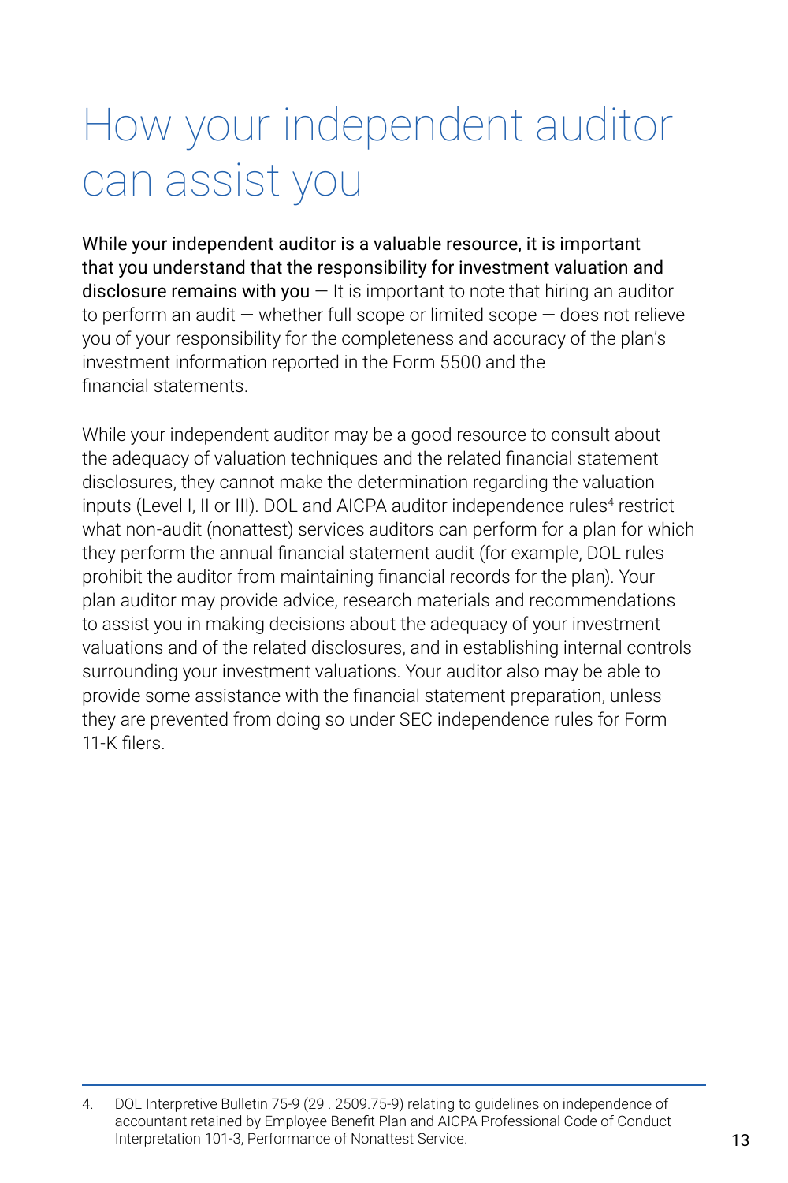# How your independent auditor can assist you

While your independent auditor is a valuable resource, it is important that you understand that the responsibility for investment valuation and disclosure remains with you — It is important to note that hiring an auditor to perform an audit — whether full scope or limited scope — does not relieve you of your responsibility for the completeness and accuracy of the plan's investment information reported in the Form 5500 and the financial statements.

While your independent auditor may be a good resource to consult about the adequacy of valuation techniques and the related financial statement disclosures, they cannot make the determination regarding the valuation inputs (Level I, II or III). DOL and AICPA auditor independence rules[4] restrict what non-audit (nonattest) services auditors can perform for a plan for which they perform the annual financial statement audit (for example, DOL rules prohibit the auditor from maintaining financial records for the plan). Your plan auditor may provide advice, research materials and recommendations to assist you in making decisions about the adequacy of your investment valuations and of the related disclosures, and in establishing internal controls surrounding your investment valuations. Your auditor also may be able to provide some assistance with the financial statement preparation, unless they are prevented from doing so under SEC independence rules for Form 11-K filers.

---

4. DOL Interpretive Bulletin 75-9 (29 . 2509.75-9) relating to guidelines on independence of accountant retained by Employee Benefit Plan and AICPA Professional Code of Conduct Interpretation 101-3, Performance of Nonattest Service.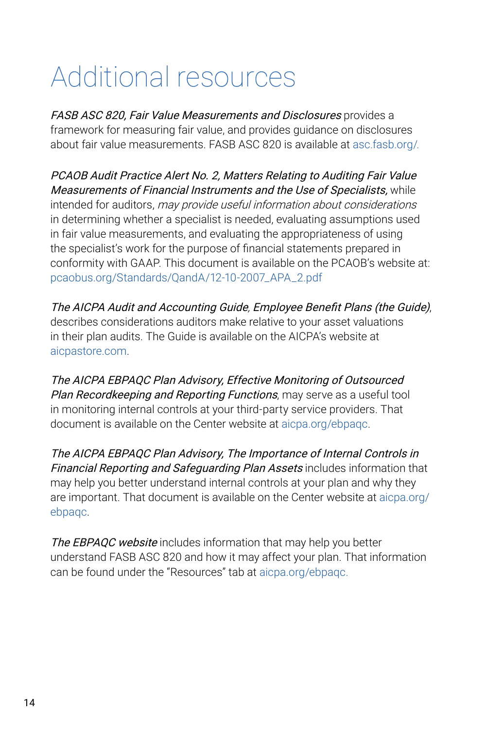# Additional resources

*FASB ASC 820, Fair Value Measurements and Disclosures* provides a framework for measuring fair value, and provides guidance on disclosures about fair value measurements. FASB ASC 820 is available at asc.fasb.org/.

*PCAOB Audit Practice Alert No. 2, Matters Relating to Auditing Fair Value Measurements of Financial Instruments and the Use of Specialists,* while intended for auditors, *may provide useful information about considerations* in determining whether a specialist is needed, evaluating assumptions used in fair value measurements, and evaluating the appropriateness of using the specialist's work for the purpose of financial statements prepared in conformity with GAAP. This document is available on the PCAOB's website at: pcaobus.org/Standards/QandA/12-10-2007_APA_2.pdf

*The AICPA Audit and Accounting Guide*, *Employee Benefit Plans (the Guide)*, describes considerations auditors make relative to your asset valuations in their plan audits. The Guide is available on the AICPA's website at aicpastore.com.

*The AICPA EBPAQC Plan Advisory, Effective Monitoring of Outsourced Plan Recordkeeping and Reporting Functions*, may serve as a useful tool in monitoring internal controls at your third-party service providers. That document is available on the Center website at aicpa.org/ebpaqc.

*The AICPA EBPAQC Plan Advisory, The Importance of Internal Controls in Financial Reporting and Safeguarding Plan Assets* includes information that may help you better understand internal controls at your plan and why they are important. That document is available on the Center website at aicpa.org/ebpaqc.

*The EBPAQC website* includes information that may help you better understand FASB ASC 820 and how it may affect your plan. That information can be found under the "Resources" tab at aicpa.org/ebpaqc.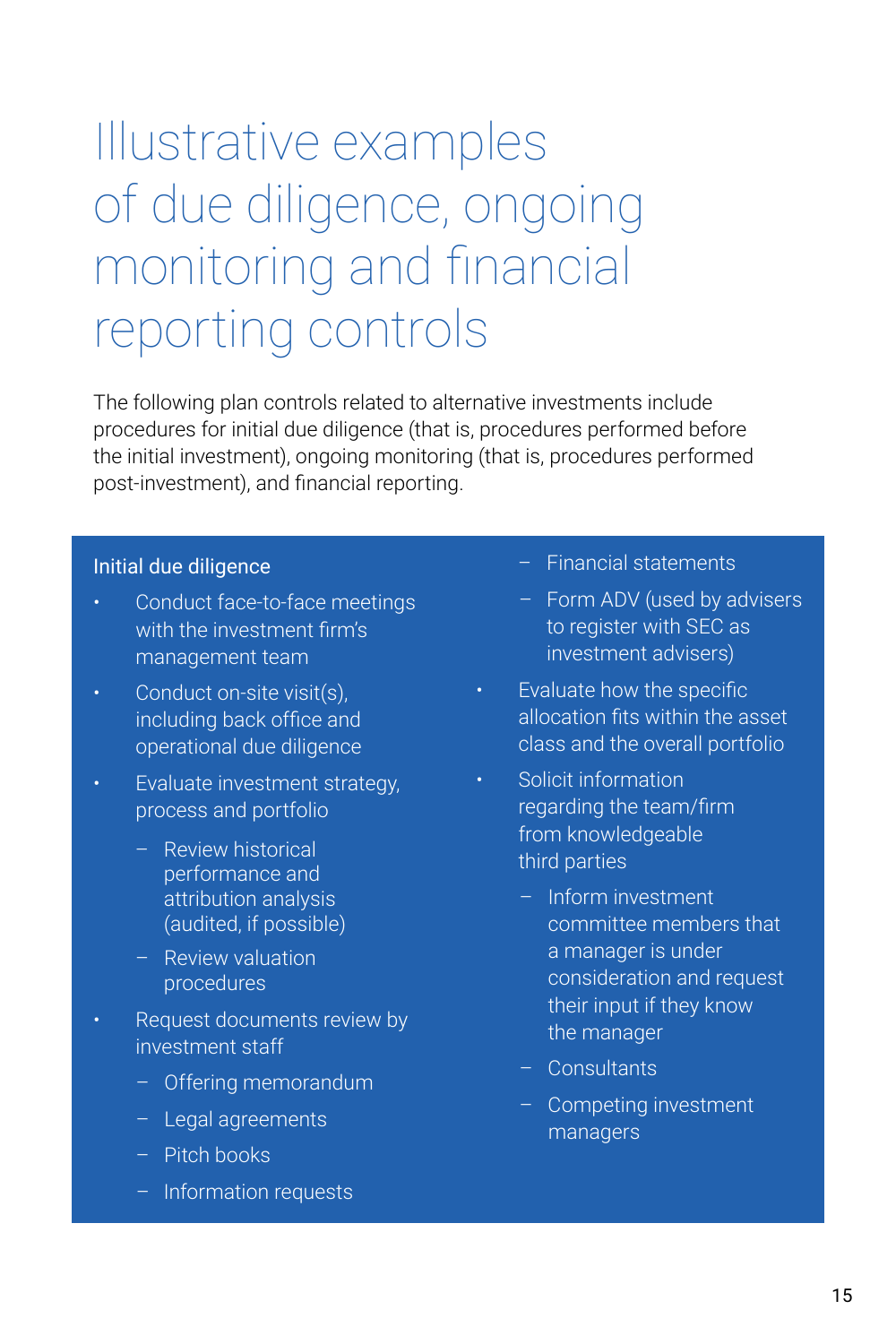# Illustrative examples of due diligence, ongoing monitoring and financial reporting controls

The following plan controls related to alternative investments include procedures for initial due diligence (that is, procedures performed before the initial investment), ongoing monitoring (that is, procedures performed post-investment), and financial reporting.

## Initial due diligence

- Conduct face-to-face meetings with the investment firm's management team
- Conduct on-site visit(s), including back office and operational due diligence
- Evaluate investment strategy, process and portfolio
  - Review historical performance and attribution analysis (audited, if possible)
  - Review valuation procedures
- Request documents review by investment staff
  - Offering memorandum
  - Legal agreements
  - Pitch books
  - Information requests
  - Financial statements
  - Form ADV (used by advisers to register with SEC as investment advisers)
- Evaluate how the specific allocation fits within the asset class and the overall portfolio
- Solicit information regarding the team/firm from knowledgeable third parties
  - Inform investment committee members that a manager is under consideration and request their input if they know the manager
  - Consultants
  - Competing investment managers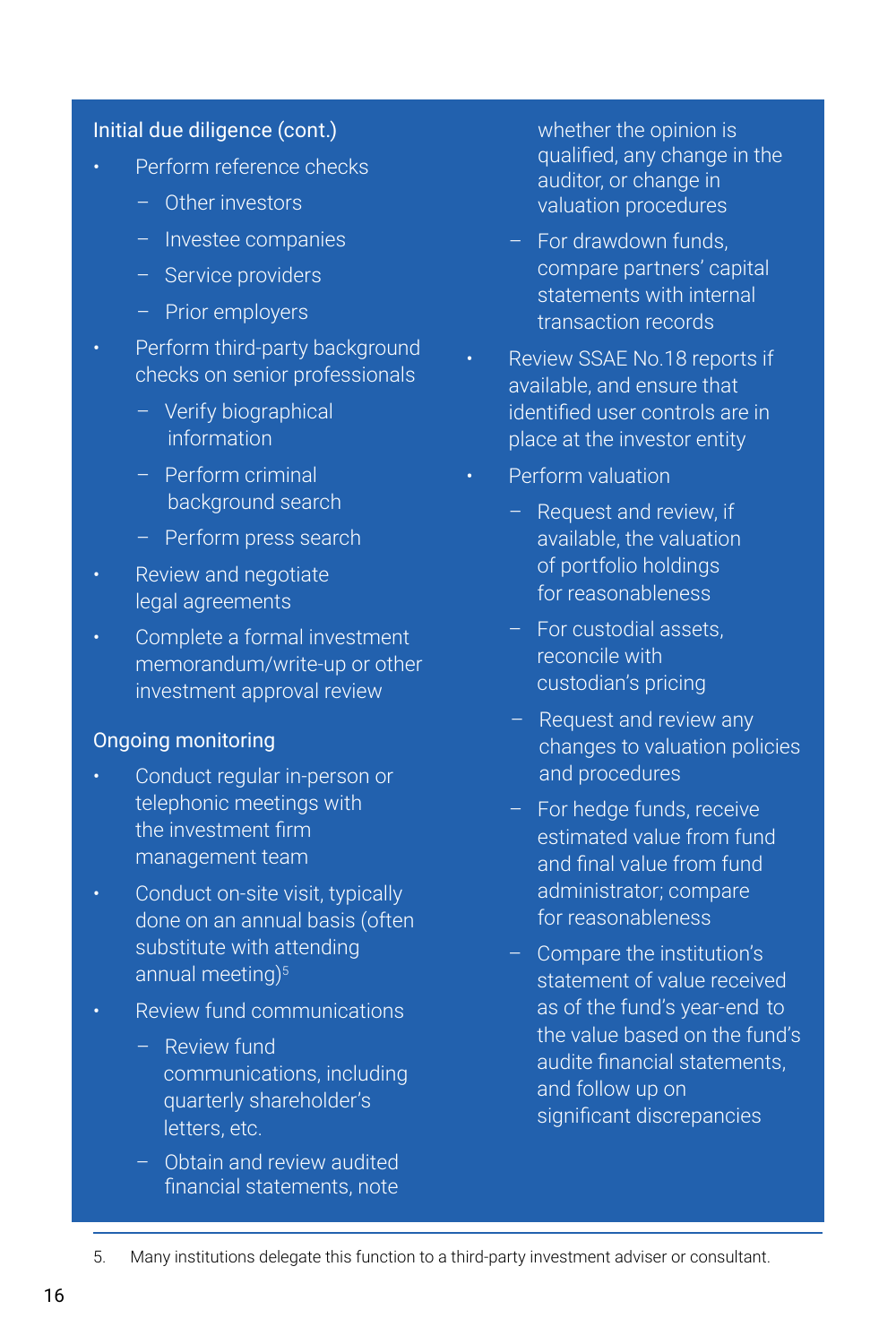### Initial due diligence (cont.)

- Perform reference checks
  - Other investors
  - Investee companies
  - Service providers
  - Prior employers
- Perform third-party background checks on senior professionals
  - Verify biographical information
  - Perform criminal background search
  - Perform press search
- Review and negotiate legal agreements
- Complete a formal investment memorandum/write-up or other investment approval review

### Ongoing monitoring

- Conduct regular in-person or telephonic meetings with the investment firm management team
- Conduct on-site visit, typically done on an annual basis (often substitute with attending annual meeting)[5]
- Review fund communications
  - Review fund communications, including quarterly shareholder's letters, etc.
  - Obtain and review audited financial statements, note whether the opinion is qualified, any change in the auditor, or change in valuation procedures
  - For drawdown funds, compare partners' capital statements with internal transaction records
- Review SSAE No.18 reports if available, and ensure that identified user controls are in place at the investor entity
- Perform valuation
  - Request and review, if available, the valuation of portfolio holdings for reasonableness
  - For custodial assets, reconcile with custodian's pricing
  - Request and review any changes to valuation policies and procedures
  - For hedge funds, receive estimated value from fund and final value from fund administrator; compare for reasonableness
  - Compare the institution's statement of value received as of the fund's year-end to the value based on the fund's audite financial statements, and follow up on significant discrepancies

---

5. Many institutions delegate this function to a third-party investment adviser or consultant.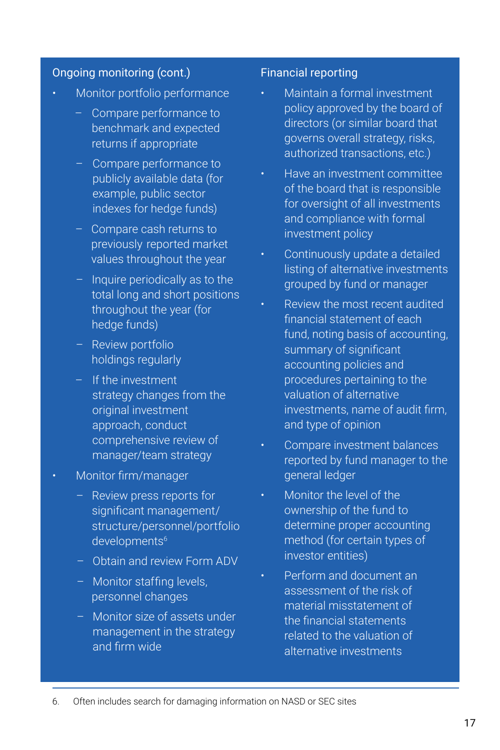### Ongoing monitoring (cont.)

- Monitor portfolio performance
  - Compare performance to benchmark and expected returns if appropriate
  - Compare performance to publicly available data (for example, public sector indexes for hedge funds)
  - Compare cash returns to previously reported market values throughout the year
  - Inquire periodically as to the total long and short positions throughout the year (for hedge funds)
  - Review portfolio holdings regularly
  - If the investment strategy changes from the original investment approach, conduct comprehensive review of manager/team strategy
- Monitor firm/manager
  - Review press reports for significant management/structure/personnel/portfolio developments[6]
  - Obtain and review Form ADV
  - Monitor staffing levels, personnel changes
  - Monitor size of assets under management in the strategy and firm wide

### Financial reporting

- Maintain a formal investment policy approved by the board of directors (or similar board that governs overall strategy, risks, authorized transactions, etc.)
- Have an investment committee of the board that is responsible for oversight of all investments and compliance with formal investment policy
- Continuously update a detailed listing of alternative investments grouped by fund or manager
- Review the most recent audited financial statement of each fund, noting basis of accounting, summary of significant accounting policies and procedures pertaining to the valuation of alternative investments, name of audit firm, and type of opinion
- Compare investment balances reported by fund manager to the general ledger
- Monitor the level of the ownership of the fund to determine proper accounting method (for certain types of investor entities)
- Perform and document an assessment of the risk of material misstatement of the financial statements related to the valuation of alternative investments

---

6. Often includes search for damaging information on NASD or SEC sites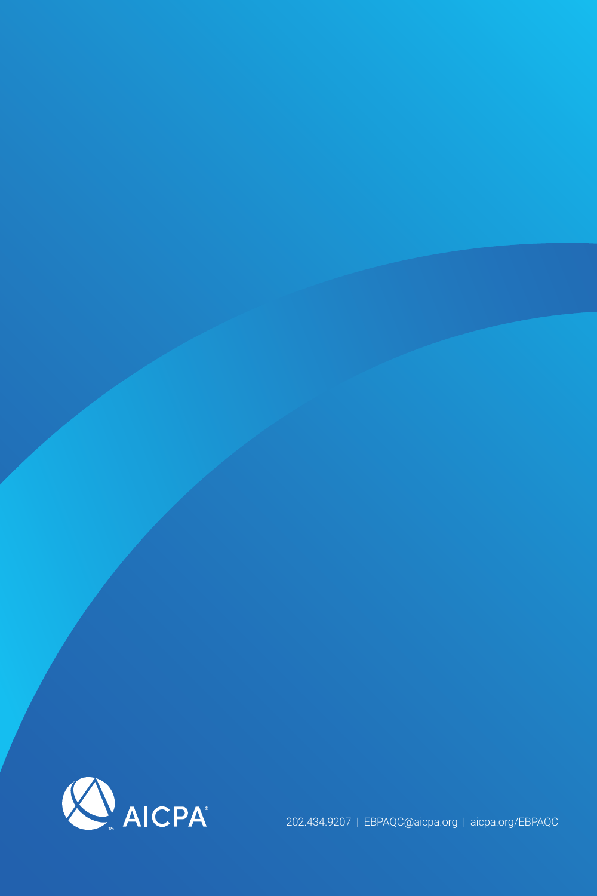AICPA

202.434.9207 | EBPAQC@aicpa.org | aicpa.org/EBPAQC